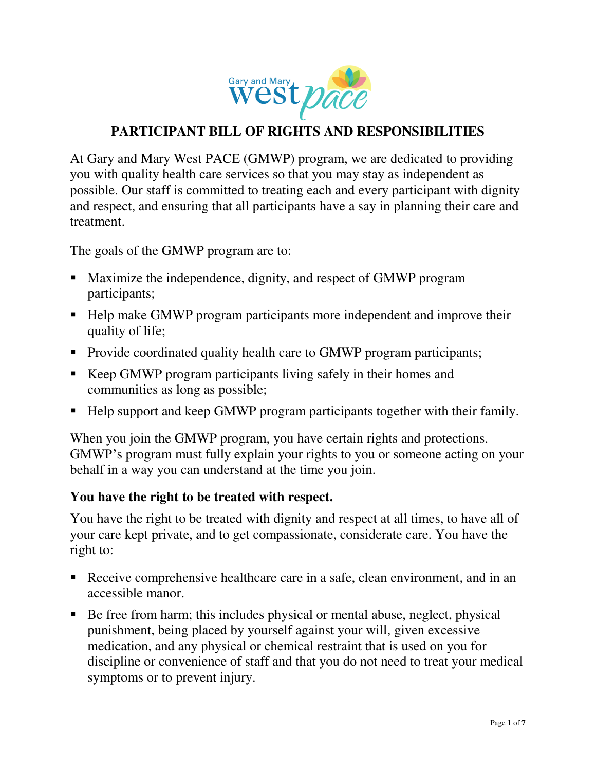Gary and Mary West PACE

# PARTICIPANT BILL OF RIGHTS AND RESPONSIBILITIES

At Gary and Mary West PACE (GMWP) program, we are dedicated to providing you with quality health care services so that you may stay as independent as possible. Our staff is committed to treating each and every participant with dignity and respect, and ensuring that all participants have a say in planning their care and treatment.

The goals of the GMWP program are to:

- Maximize the independence, dignity, and respect of GMWP program participants;
- Help make GMWP program participants more independent and improve their quality of life;
- Provide coordinated quality health care to GMWP program participants;
- Keep GMWP program participants living safely in their homes and communities as long as possible;
- Help support and keep GMWP program participants together with their family.

When you join the GMWP program, you have certain rights and protections. GMWP's program must fully explain your rights to you or someone acting on your behalf in a way you can understand at the time you join.

### You have the right to be treated with respect.

You have the right to be treated with dignity and respect at all times, to have all of your care kept private, and to get compassionate, considerate care. You have the right to:

- Receive comprehensive healthcare care in a safe, clean environment, and in an accessible manor.
- Be free from harm; this includes physical or mental abuse, neglect, physical punishment, being placed by yourself against your will, given excessive medication, and any physical or chemical restraint that is used on you for discipline or convenience of staff and that you do not need to treat your medical symptoms or to prevent injury.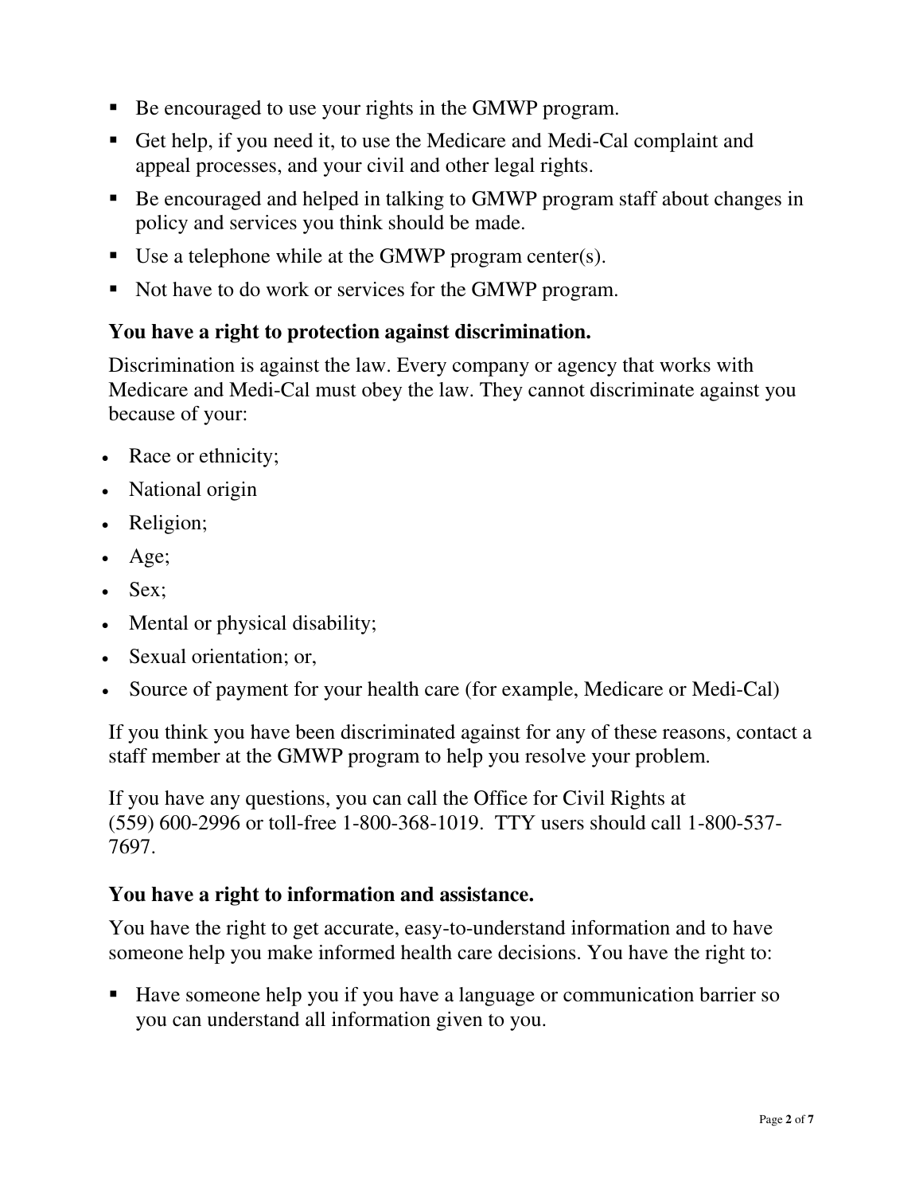- Be encouraged to use your rights in the GMWP program.
- Get help, if you need it, to use the Medicare and Medi-Cal complaint and appeal processes, and your civil and other legal rights.
- Be encouraged and helped in talking to GMWP program staff about changes in policy and services you think should be made.
- Use a telephone while at the GMWP program center(s).
- Not have to do work or services for the GMWP program.

**You have a right to protection against discrimination.**

Discrimination is against the law. Every company or agency that works with Medicare and Medi-Cal must obey the law. They cannot discriminate against you because of your:

- Race or ethnicity;
- National origin
- Religion;
- Age;
- Sex;
- Mental or physical disability;
- Sexual orientation; or,
- Source of payment for your health care (for example, Medicare or Medi-Cal)

If you think you have been discriminated against for any of these reasons, contact a staff member at the GMWP program to help you resolve your problem.

If you have any questions, you can call the Office for Civil Rights at (559) 600-2996 or toll-free 1-800-368-1019. TTY users should call 1-800-537-7697.

**You have a right to information and assistance.**

You have the right to get accurate, easy-to-understand information and to have someone help you make informed health care decisions. You have the right to:

- Have someone help you if you have a language or communication barrier so you can understand all information given to you.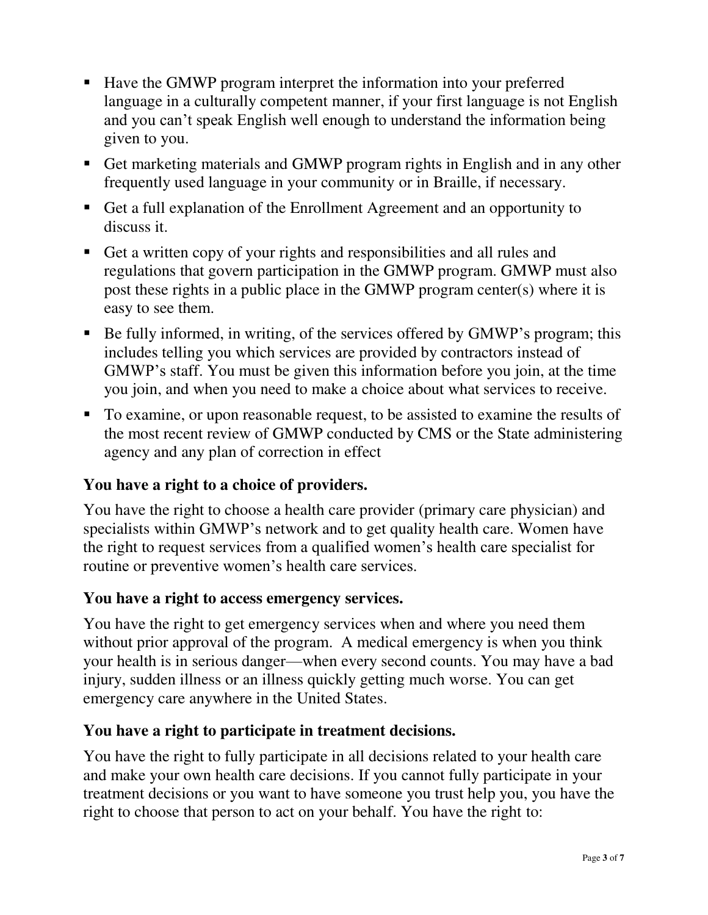- Have the GMWP program interpret the information into your preferred language in a culturally competent manner, if your first language is not English and you can't speak English well enough to understand the information being given to you.
- Get marketing materials and GMWP program rights in English and in any other frequently used language in your community or in Braille, if necessary.
- Get a full explanation of the Enrollment Agreement and an opportunity to discuss it.
- Get a written copy of your rights and responsibilities and all rules and regulations that govern participation in the GMWP program. GMWP must also post these rights in a public place in the GMWP program center(s) where it is easy to see them.
- Be fully informed, in writing, of the services offered by GMWP's program; this includes telling you which services are provided by contractors instead of GMWP's staff. You must be given this information before you join, at the time you join, and when you need to make a choice about what services to receive.
- To examine, or upon reasonable request, to be assisted to examine the results of the most recent review of GMWP conducted by CMS or the State administering agency and any plan of correction in effect

**You have a right to a choice of providers.**

You have the right to choose a health care provider (primary care physician) and specialists within GMWP's network and to get quality health care. Women have the right to request services from a qualified women's health care specialist for routine or preventive women's health care services.

**You have a right to access emergency services.**

You have the right to get emergency services when and where you need them without prior approval of the program. A medical emergency is when you think your health is in serious danger—when every second counts. You may have a bad injury, sudden illness or an illness quickly getting much worse. You can get emergency care anywhere in the United States.

**You have a right to participate in treatment decisions.**

You have the right to fully participate in all decisions related to your health care and make your own health care decisions. If you cannot fully participate in your treatment decisions or you want to have someone you trust help you, you have the right to choose that person to act on your behalf. You have the right to: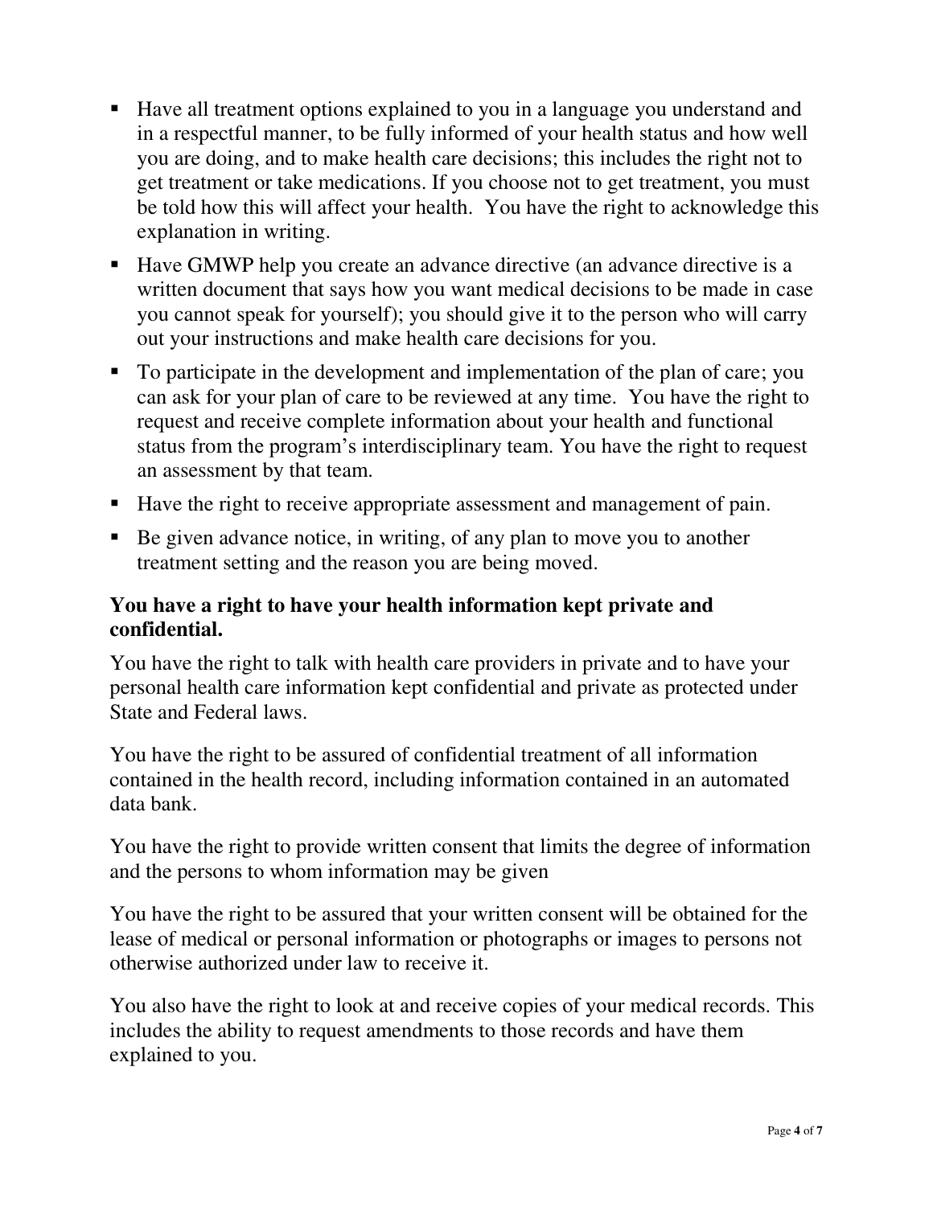- Have all treatment options explained to you in a language you understand and in a respectful manner, to be fully informed of your health status and how well you are doing, and to make health care decisions; this includes the right not to get treatment or take medications. If you choose not to get treatment, you must be told how this will affect your health. You have the right to acknowledge this explanation in writing.
- Have GMWP help you create an advance directive (an advance directive is a written document that says how you want medical decisions to be made in case you cannot speak for yourself); you should give it to the person who will carry out your instructions and make health care decisions for you.
- To participate in the development and implementation of the plan of care; you can ask for your plan of care to be reviewed at any time. You have the right to request and receive complete information about your health and functional status from the program's interdisciplinary team. You have the right to request an assessment by that team.
- Have the right to receive appropriate assessment and management of pain.
- Be given advance notice, in writing, of any plan to move you to another treatment setting and the reason you are being moved.

**You have a right to have your health information kept private and confidential.**

You have the right to talk with health care providers in private and to have your personal health care information kept confidential and private as protected under State and Federal laws.

You have the right to be assured of confidential treatment of all information contained in the health record, including information contained in an automated data bank.

You have the right to provide written consent that limits the degree of information and the persons to whom information may be given

You have the right to be assured that your written consent will be obtained for the lease of medical or personal information or photographs or images to persons not otherwise authorized under law to receive it.

You also have the right to look at and receive copies of your medical records. This includes the ability to request amendments to those records and have them explained to you.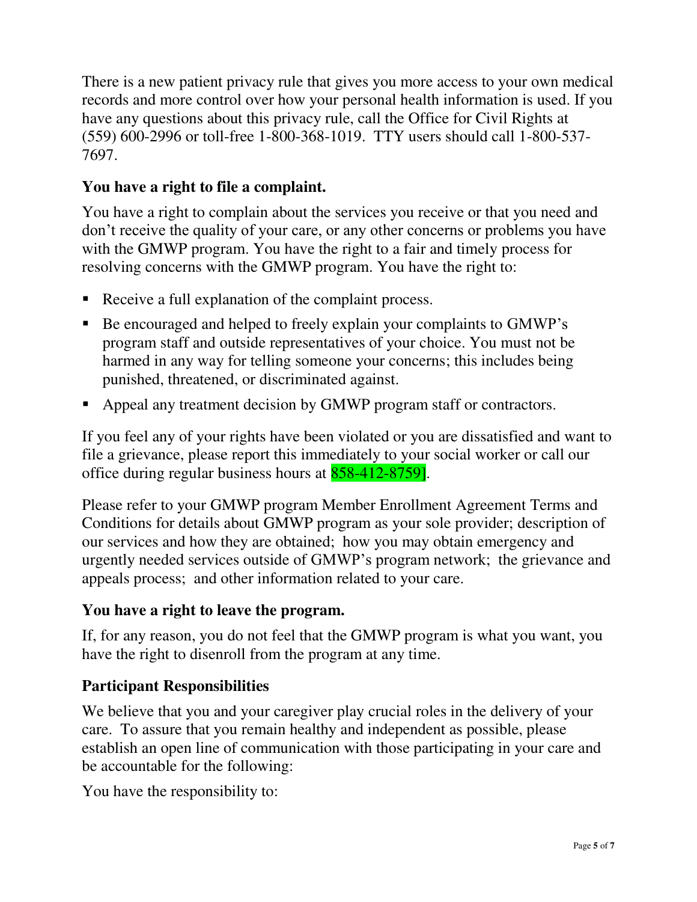There is a new patient privacy rule that gives you more access to your own medical records and more control over how your personal health information is used. If you have any questions about this privacy rule, call the Office for Civil Rights at (559) 600-2996 or toll-free 1-800-368-1019. TTY users should call 1-800-537-7697.

### You have a right to file a complaint.

You have a right to complain about the services you receive or that you need and don't receive the quality of your care, or any other concerns or problems you have with the GMWP program. You have the right to a fair and timely process for resolving concerns with the GMWP program. You have the right to:

- Receive a full explanation of the complaint process.
- Be encouraged and helped to freely explain your complaints to GMWP's program staff and outside representatives of your choice. You must not be harmed in any way for telling someone your concerns; this includes being punished, threatened, or discriminated against.
- Appeal any treatment decision by GMWP program staff or contractors.

If you feel any of your rights have been violated or you are dissatisfied and want to file a grievance, please report this immediately to your social worker or call our office during regular business hours at 858-412-8759].

Please refer to your GMWP program Member Enrollment Agreement Terms and Conditions for details about GMWP program as your sole provider; description of our services and how they are obtained; how you may obtain emergency and urgently needed services outside of GMWP's program network; the grievance and appeals process; and other information related to your care.

### You have a right to leave the program.

If, for any reason, you do not feel that the GMWP program is what you want, you have the right to disenroll from the program at any time.

### Participant Responsibilities

We believe that you and your caregiver play crucial roles in the delivery of your care. To assure that you remain healthy and independent as possible, please establish an open line of communication with those participating in your care and be accountable for the following:

You have the responsibility to: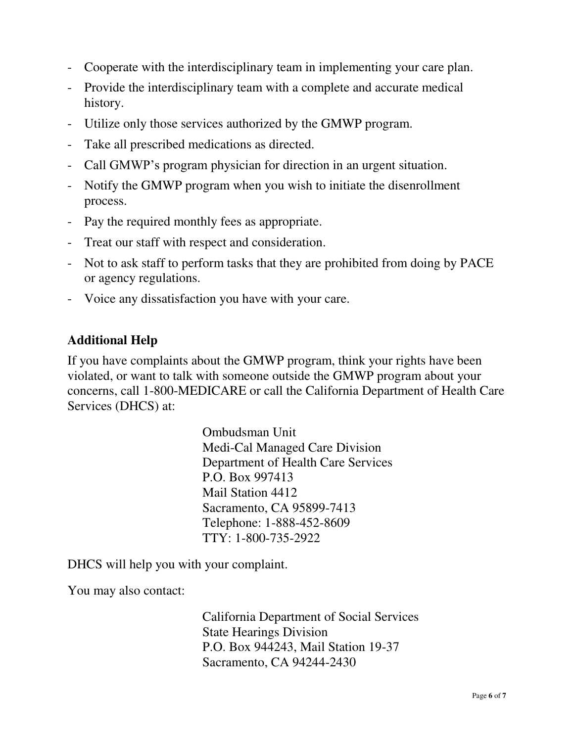- Cooperate with the interdisciplinary team in implementing your care plan.
- Provide the interdisciplinary team with a complete and accurate medical history.
- Utilize only those services authorized by the GMWP program.
- Take all prescribed medications as directed.
- Call GMWP's program physician for direction in an urgent situation.
- Notify the GMWP program when you wish to initiate the disenrollment process.
- Pay the required monthly fees as appropriate.
- Treat our staff with respect and consideration.
- Not to ask staff to perform tasks that they are prohibited from doing by PACE or agency regulations.
- Voice any dissatisfaction you have with your care.

**Additional Help**

If you have complaints about the GMWP program, think your rights have been violated, or want to talk with someone outside the GMWP program about your concerns, call 1-800-MEDICARE or call the California Department of Health Care Services (DHCS) at:

> Ombudsman Unit
> Medi-Cal Managed Care Division
> Department of Health Care Services
> P.O. Box 997413
> Mail Station 4412
> Sacramento, CA 95899-7413
> Telephone: 1-888-452-8609
> TTY: 1-800-735-2922

DHCS will help you with your complaint.

You may also contact:

> California Department of Social Services
> State Hearings Division
> P.O. Box 944243, Mail Station 19-37
> Sacramento, CA 94244-2430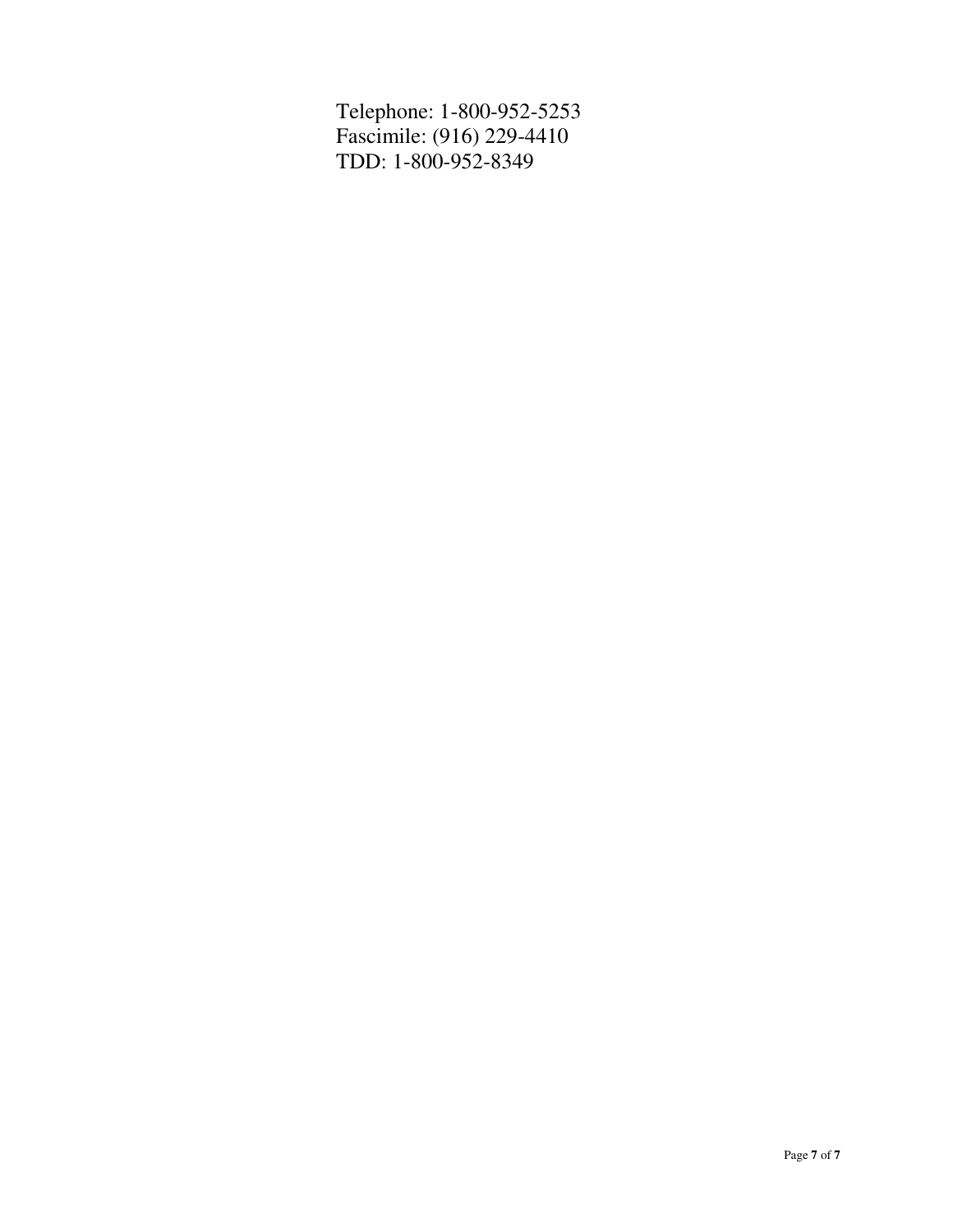Telephone: 1-800-952-5253
Fascimile: (916) 229-4410
TDD: 1-800-952-8349